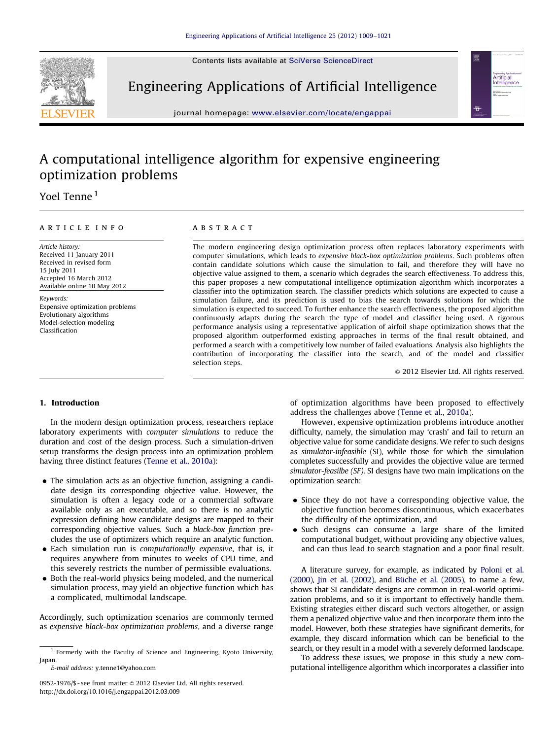# A computational intelligence algorithm for expensive engineering optimization problems

Yoel Tenne [1]

**ARTICLE INFO**

*Article history:*
Received 11 January 2011
Received in revised form
15 July 2011
Accepted 16 March 2012
Available online 10 May 2012

*Keywords:*
Expensive optimization problems
Evolutionary algorithms
Model-selection modeling
Classification

**ABSTRACT**

The modern engineering design optimization process often replaces laboratory experiments with computer simulations, which leads to *expensive black-box optimization problems*. Such problems often contain candidate solutions which cause the simulation to fail, and therefore they will have no objective value assigned to them, a scenario which degrades the search effectiveness. To address this, this paper proposes a new computational intelligence optimization algorithm which incorporates a classifier into the optimization search. The classifier predicts which solutions are expected to cause a simulation failure, and its prediction is used to bias the search towards solutions for which the simulation is expected to succeed. To further enhance the search effectiveness, the proposed algorithm continuously adapts during the search the type of model and classifier being used. A rigorous performance analysis using a representative application of airfoil shape optimization shows that the proposed algorithm outperformed existing approaches in terms of the final result obtained, and performed a search with a competitively low number of failed evaluations. Analysis also highlights the contribution of incorporating the classifier into the search, and of the model and classifier selection steps.

© 2012 Elsevier Ltd. All rights reserved.

## 1. Introduction

In the modern design optimization process, researchers replace laboratory experiments with *computer simulations* to reduce the duration and cost of the design process. Such a simulation-driven setup transforms the design process into an optimization problem having three distinct features (Tenne et al., 2010a):

- The simulation acts as an objective function, assigning a candidate design its corresponding objective value. However, the simulation is often a legacy code or a commercial software available only as an executable, and so there is no analytic expression defining how candidate designs are mapped to their corresponding objective values. Such a *black-box function* precludes the use of optimizers which require an analytic function.
- Each simulation run is *computationally expensive*, that is, it requires anywhere from minutes to weeks of CPU time, and this severely restricts the number of permissible evaluations.
- Both the real-world physics being modeled, and the numerical simulation process, may yield an objective function which has a complicated, multimodal landscape.

Accordingly, such optimization scenarios are commonly termed as *expensive black-box optimization problems*, and a diverse range of optimization algorithms have been proposed to effectively address the challenges above (Tenne et al., 2010a).

However, expensive optimization problems introduce another difficulty, namely, the simulation may 'crash' and fail to return an objective value for some candidate designs. We refer to such designs as *simulator-infeasible* (SI), while those for which the simulation completes successfully and provides the objective value are termed *simulator-feasilbe (SF)*. SI designs have two main implications on the optimization search:

- Since they do not have a corresponding objective value, the objective function becomes discontinuous, which exacerbates the difficulty of the optimization, and
- Such designs can consume a large share of the limited computational budget, without providing any objective values, and can thus lead to search stagnation and a poor final result.

A literature survey, for example, as indicated by Poloni et al. (2000), Jin et al. (2002), and Büche et al. (2005), to name a few, shows that SI candidate designs are common in real-world optimization problems, and so it is important to effectively handle them. Existing strategies either discard such vectors altogether, or assign them a penalized objective value and then incorporate them into the model. However, both these strategies have significant demerits, for example, they discard information which can be beneficial to the search, or they result in a model with a severely deformed landscape.

To address these issues, we propose in this study a new computational intelligence algorithm which incorporates a classifier into

[1] Formerly with the Faculty of Science and Engineering, Kyoto University, Japan.

*E-mail address:* y.tenne1@yahoo.com

0952-1976/$ - see front matter © 2012 Elsevier Ltd. All rights reserved.
http://dx.doi.org/10.1016/j.engappai.2012.03.009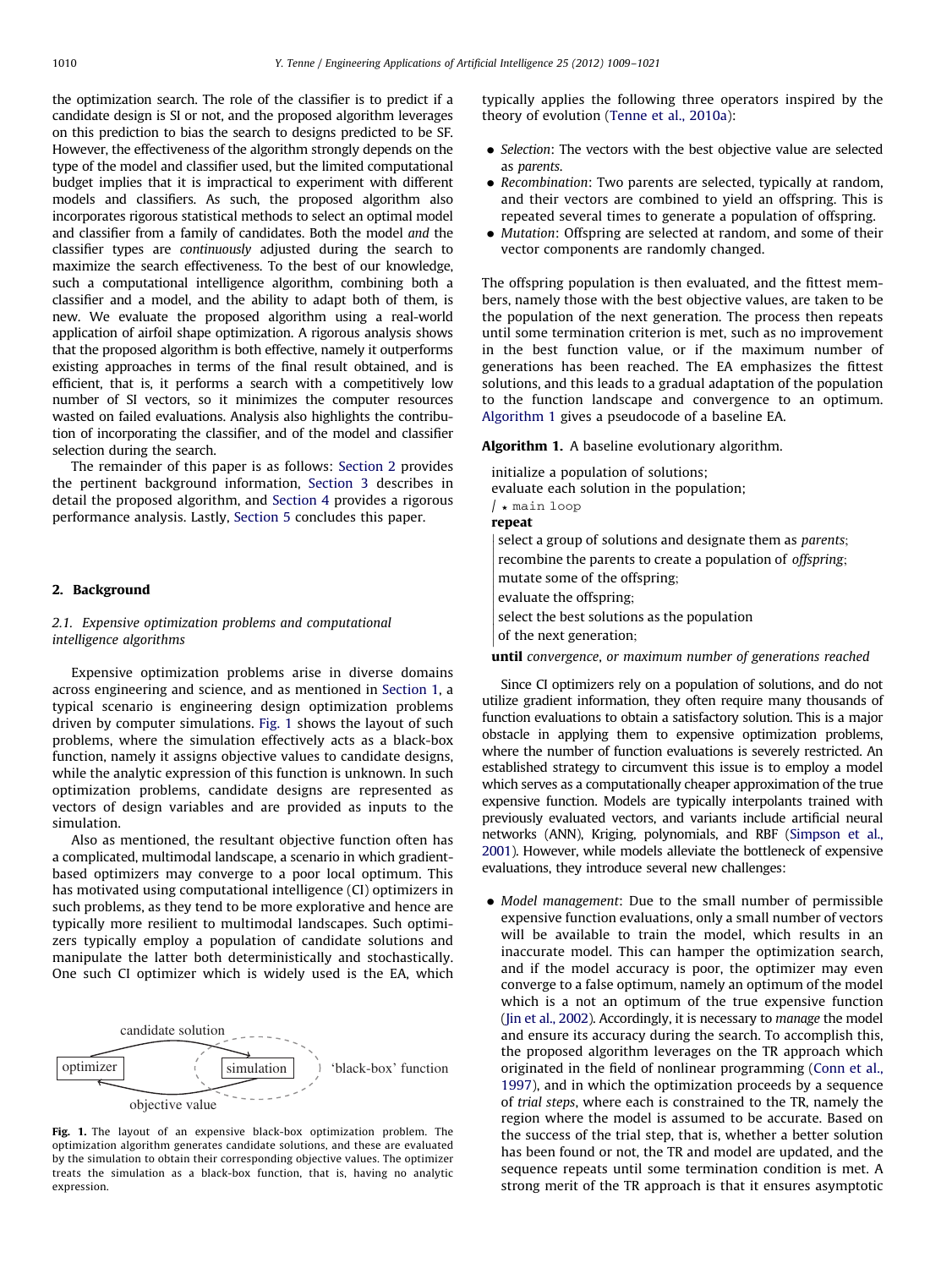the optimization search. The role of the classifier is to predict if a candidate design is SI or not, and the proposed algorithm leverages on this prediction to bias the search to designs predicted to be SF. However, the effectiveness of the algorithm strongly depends on the type of the model and classifier used, but the limited computational budget implies that it is impractical to experiment with different models and classifiers. As such, the proposed algorithm also incorporates rigorous statistical methods to select an optimal model and classifier from a family of candidates. Both the model *and* the classifier types are *continuously* adjusted during the search to maximize the search effectiveness. To the best of our knowledge, such a computational intelligence algorithm, combining both a classifier and a model, and the ability to adapt both of them, is new. We evaluate the proposed algorithm using a real-world application of airfoil shape optimization. A rigorous analysis shows that the proposed algorithm is both effective, namely it outperforms existing approaches in terms of the final result obtained, and is efficient, that is, it performs a search with a competitively low number of SI vectors, so it minimizes the computer resources wasted on failed evaluations. Analysis also highlights the contribution of incorporating the classifier, and of the model and classifier selection during the search.

The remainder of this paper is as follows: Section 2 provides the pertinent background information, Section 3 describes in detail the proposed algorithm, and Section 4 provides a rigorous performance analysis. Lastly, Section 5 concludes this paper.

## 2. Background

### 2.1. Expensive optimization problems and computational intelligence algorithms

Expensive optimization problems arise in diverse domains across engineering and science, and as mentioned in Section 1, a typical scenario is engineering design optimization problems driven by computer simulations. Fig. 1 shows the layout of such problems, where the simulation effectively acts as a black-box function, namely it assigns objective values to candidate designs, while the analytic expression of this function is unknown. In such optimization problems, candidate designs are represented as vectors of design variables and are provided as inputs to the simulation.

Also as mentioned, the resultant objective function often has a complicated, multimodal landscape, a scenario in which gradient-based optimizers may converge to a poor local optimum. This has motivated using computational intelligence (CI) optimizers in such problems, as they tend to be more explorative and hence are typically more resilient to multimodal landscapes. Such optimizers typically employ a population of candidate solutions and manipulate the latter both deterministically and stochastically. One such CI optimizer which is widely used is the EA, which

candidate solution

optimizer

simulation

'black-box' function

objective value

**Fig. 1.** The layout of an expensive black-box optimization problem. The optimization algorithm generates candidate solutions, and these are evaluated by the simulation to obtain their corresponding objective values. The optimizer treats the simulation as a black-box function, that is, having no analytic expression.

typically applies the following three operators inspired by the theory of evolution (Tenne et al., 2010a):

- *Selection*: The vectors with the best objective value are selected as *parents*.
- *Recombination*: Two parents are selected, typically at random, and their vectors are combined to yield an offspring. This is repeated several times to generate a population of offspring.
- *Mutation*: Offspring are selected at random, and some of their vector components are randomly changed.

The offspring population is then evaluated, and the fittest members, namely those with the best objective values, are taken to be the population of the next generation. The process then repeats until some termination criterion is met, such as no improvement in the best function value, or if the maximum number of generations has been reached. The EA emphasizes the fittest solutions, and this leads to a gradual adaptation of the population to the function landscape and convergence to an optimum. Algorithm 1 gives a pseudocode of a baseline EA.

**Algorithm 1.** A baseline evolutionary algorithm.

```
initialize a population of solutions;
evaluate each solution in the population;
/* main loop
repeat
    select a group of solutions and designate them as parents;
    recombine the parents to create a population of offspring;
    mutate some of the offspring;
    evaluate the offspring;
    select the best solutions as the population
    of the next generation;
until convergence, or maximum number of generations reached
```

Since CI optimizers rely on a population of solutions, and do not utilize gradient information, they often require many thousands of function evaluations to obtain a satisfactory solution. This is a major obstacle in applying them to expensive optimization problems, where the number of function evaluations is severely restricted. An established strategy to circumvent this issue is to employ a model which serves as a computationally cheaper approximation of the true expensive function. Models are typically interpolants trained with previously evaluated vectors, and variants include artificial neural networks (ANN), Kriging, polynomials, and RBF (Simpson et al., 2001). However, while models alleviate the bottleneck of expensive evaluations, they introduce several new challenges:

- *Model management*: Due to the small number of permissible expensive function evaluations, only a small number of vectors will be available to train the model, which results in an inaccurate model. This can hamper the optimization search, and if the model accuracy is poor, the optimizer may even converge to a false optimum, namely an optimum of the model which is a not an optimum of the true expensive function (Jin et al., 2002). Accordingly, it is necessary to *manage* the model and ensure its accuracy during the search. To accomplish this, the proposed algorithm leverages on the TR approach which originated in the field of nonlinear programming (Conn et al., 1997), and in which the optimization proceeds by a sequence of *trial steps*, where each is constrained to the TR, namely the region where the model is assumed to be accurate. Based on the success of the trial step, that is, whether a better solution has been found or not, the TR and model are updated, and the sequence repeats until some termination condition is met. A strong merit of the TR approach is that it ensures asymptotic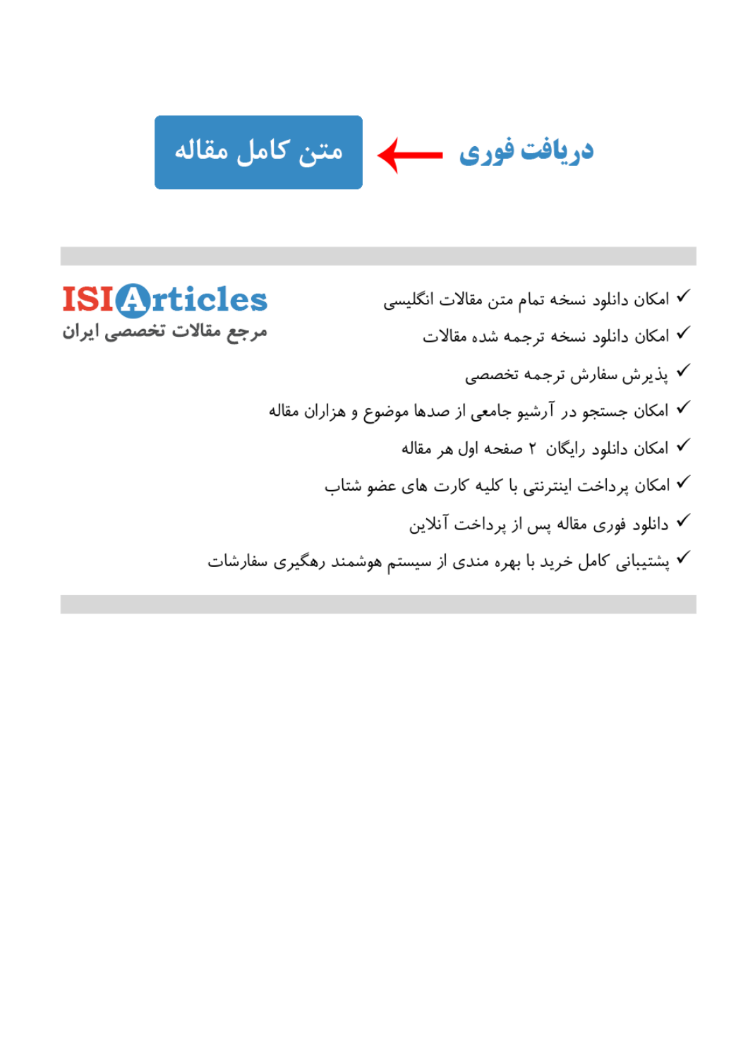دریافت فوری ← **متن کامل مقاله**

**ISIArticles**
مرجع مقالات تخصصی ایران

- ✓ امکان دانلود نسخه تمام متن مقالات انگلیسی
- ✓ امکان دانلود نسخه ترجمه شده مقالات
- ✓ پذیرش سفارش ترجمه تخصصی
- ✓ امکان جستجو در آرشیو جامعی از صدها موضوع و هزاران مقاله
- ✓ امکان دانلود رایگان ۲ صفحه اول هر مقاله
- ✓ امکان پرداخت اینترنتی با کلیه کارت های عضو شتاب
- ✓ دانلود فوری مقاله پس از پرداخت آنلاین
- ✓ پشتیبانی کامل خرید با بهره مندی از سیستم هوشمند رهگیری سفارشات